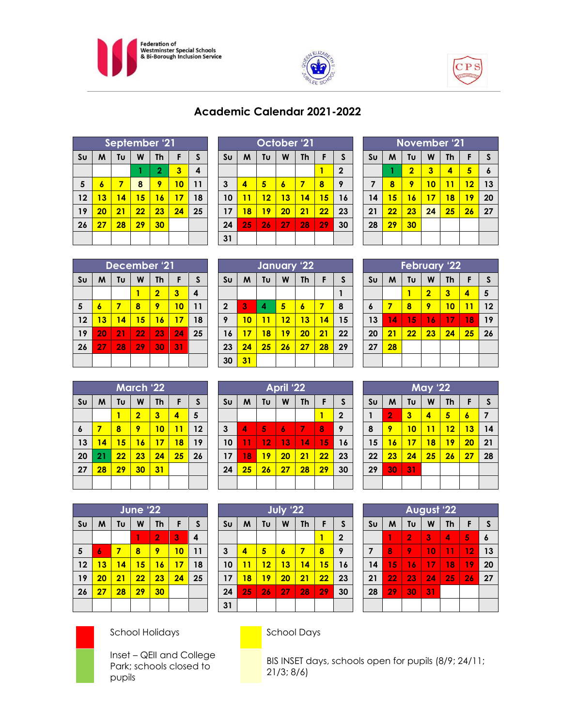Federation of Westminster Special Schools & Bi-Borough Inclusion Service

# Academic Calendar 2021-2022

**September '21**

| Su | M | Tu | W | Th | F | S |
|---|---|---|---|---|---|---|
| | | | 1 | 2 | 3 | 4 |
| 5 | 6 | 7 | 8 | 9 | 10 | 11 |
| 12 | 13 | 14 | 15 | 16 | 17 | 18 |
| 19 | 20 | 21 | 22 | 23 | 24 | 25 |
| 26 | 27 | 28 | 29 | 30 | | |

**October '21**

| Su | M | Tu | W | Th | F | S |
|---|---|---|---|---|---|---|
| | | | | | 1 | 2 |
| 3 | 4 | 5 | 6 | 7 | 8 | 9 |
| 10 | 11 | 12 | 13 | 14 | 15 | 16 |
| 17 | 18 | 19 | 20 | 21 | 22 | 23 |
| 24 | 25 | 26 | 27 | 28 | 29 | 30 |
| 31 | | | | | | |

**November '21**

| Su | M | Tu | W | Th | F | S |
|---|---|---|---|---|---|---|
| | 1 | 2 | 3 | 4 | 5 | 6 |
| 7 | 8 | 9 | 10 | 11 | 12 | 13 |
| 14 | 15 | 16 | 17 | 18 | 19 | 20 |
| 21 | 22 | 23 | 24 | 25 | 26 | 27 |
| 28 | 29 | 30 | | | | |

**December '21**

| Su | M | Tu | W | Th | F | S |
|---|---|---|---|---|---|---|
| | | | 1 | 2 | 3 | 4 |
| 5 | 6 | 7 | 8 | 9 | 10 | 11 |
| 12 | 13 | 14 | 15 | 16 | 17 | 18 |
| 19 | 20 | 21 | 22 | 23 | 24 | 25 |
| 26 | 27 | 28 | 29 | 30 | 31 | |

**January '22**

| Su | M | Tu | W | Th | F | S |
|---|---|---|---|---|---|---|
| | | | | | | 1 |
| 2 | 3 | 4 | 5 | 6 | 7 | 8 |
| 9 | 10 | 11 | 12 | 13 | 14 | 15 |
| 16 | 17 | 18 | 19 | 20 | 21 | 22 |
| 23 | 24 | 25 | 26 | 27 | 28 | 29 |
| 30 | 31 | | | | | |

**February '22**

| Su | M | Tu | W | Th | F | S |
|---|---|---|---|---|---|---|
| | | 1 | 2 | 3 | 4 | 5 |
| 6 | 7 | 8 | 9 | 10 | 11 | 12 |
| 13 | 14 | 15 | 16 | 17 | 18 | 19 |
| 20 | 21 | 22 | 23 | 24 | 25 | 26 |
| 27 | 28 | | | | | |

**March '22**

| Su | M | Tu | W | Th | F | S |
|---|---|---|---|---|---|---|
| | | 1 | 2 | 3 | 4 | 5 |
| 6 | 7 | 8 | 9 | 10 | 11 | 12 |
| 13 | 14 | 15 | 16 | 17 | 18 | 19 |
| 20 | 21 | 22 | 23 | 24 | 25 | 26 |
| 27 | 28 | 29 | 30 | 31 | | |

**April '22**

| Su | M | Tu | W | Th | F | S |
|---|---|---|---|---|---|---|
| | | | | | 1 | 2 |
| 3 | 4 | 5 | 6 | 7 | 8 | 9 |
| 10 | 11 | 12 | 13 | 14 | 15 | 16 |
| 17 | 18 | 19 | 20 | 21 | 22 | 23 |
| 24 | 25 | 26 | 27 | 28 | 29 | 30 |

**May '22**

| Su | M | Tu | W | Th | F | S |
|---|---|---|---|---|---|---|
| 1 | 2 | 3 | 4 | 5 | 6 | 7 |
| 8 | 9 | 10 | 11 | 12 | 13 | 14 |
| 15 | 16 | 17 | 18 | 19 | 20 | 21 |
| 22 | 23 | 24 | 25 | 26 | 27 | 28 |
| 29 | 30 | 31 | | | | |

**June '22**

| Su | M | Tu | W | Th | F | S |
|---|---|---|---|---|---|---|
| | | | 1 | 2 | 3 | 4 |
| 5 | 6 | 7 | 8 | 9 | 10 | 11 |
| 12 | 13 | 14 | 15 | 16 | 17 | 18 |
| 19 | 20 | 21 | 22 | 23 | 24 | 25 |
| 26 | 27 | 28 | 29 | 30 | | |

**July '22**

| Su | M | Tu | W | Th | F | S |
|---|---|---|---|---|---|---|
| | | | | | 1 | 2 |
| 3 | 4 | 5 | 6 | 7 | 8 | 9 |
| 10 | 11 | 12 | 13 | 14 | 15 | 16 |
| 17 | 18 | 19 | 20 | 21 | 22 | 23 |
| 24 | 25 | 26 | 27 | 28 | 29 | 30 |
| 31 | | | | | | |

**August '22**

| Su | M | Tu | W | Th | F | S |
|---|---|---|---|---|---|---|
| | 1 | 2 | 3 | 4 | 5 | 6 |
| 7 | 8 | 9 | 10 | 11 | 12 | 13 |
| 14 | 15 | 16 | 17 | 18 | 19 | 20 |
| 21 | 22 | 23 | 24 | 25 | 26 | 27 |
| 28 | 29 | 30 | 31 | | | |

- School Holidays
- School Days
- Inset – QEII and College Park; schools closed to pupils
- BIS INSET days, schools open for pupils (8/9; 24/11; 21/3; 8/6)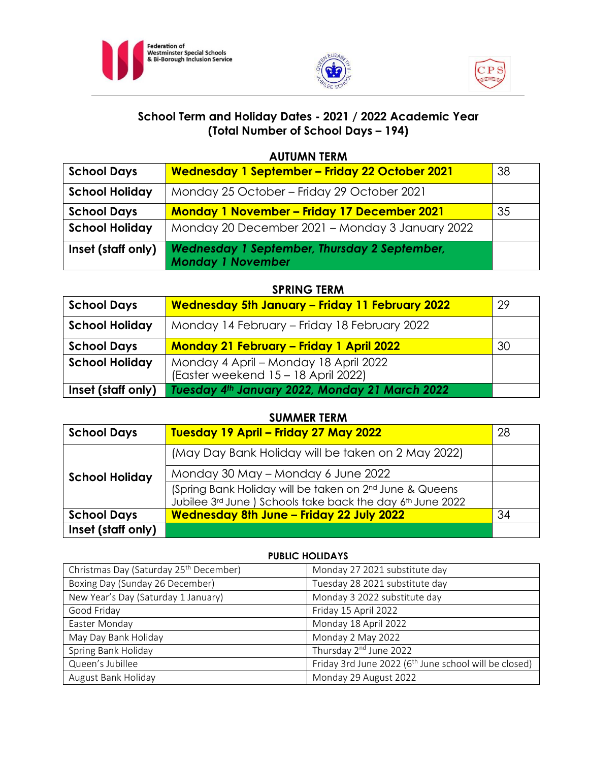Federation of Westminster Special Schools & Bi-Borough Inclusion Service

## School Term and Holiday Dates - 2021 / 2022 Academic Year
## (Total Number of School Days – 194)

### AUTUMN TERM

| | | |
|---|---|---|
| **School Days** | **Wednesday 1 September – Friday 22 October 2021** | 38 |
| **School Holiday** | Monday 25 October – Friday 29 October 2021 | |
| **School Days** | **Monday 1 November – Friday 17 December 2021** | 35 |
| **School Holiday** | Monday 20 December 2021 – Monday 3 January 2022 | |
| **Inset (staff only)** | ***Wednesday 1 September, Thursday 2 September, Monday 1 November*** | |

### SPRING TERM

| | | |
|---|---|---|
| **School Days** | **Wednesday 5th January – Friday 11 February 2022** | 29 |
| **School Holiday** | Monday 14 February – Friday 18 February 2022 | |
| **School Days** | **Monday 21 February – Friday 1 April 2022** | 30 |
| **School Holiday** | Monday 4 April – Monday 18 April 2022 (Easter weekend 15 – 18 April 2022) | |
| **Inset (staff only)** | ***Tuesday 4th January 2022, Monday 21 March 2022*** | |

### SUMMER TERM

| | | |
|---|---|---|
| **School Days** | **Tuesday 19 April – Friday 27 May 2022** | 28 |
| **School Holiday** | (May Day Bank Holiday will be taken on 2 May 2022) | |
| | Monday 30 May – Monday 6 June 2022 | |
| | (Spring Bank Holiday will be taken on 2nd June & Queens Jubilee 3rd June ) Schools take back the day 6th June 2022 | |
| **School Days** | **Wednesday 8th June – Friday 22 July 2022** | 34 |
| **Inset (staff only)** | | |

### PUBLIC HOLIDAYS

| | |
|---|---|
| Christmas Day (Saturday 25th December) | Monday 27 2021 substitute day |
| Boxing Day (Sunday 26 December) | Tuesday 28 2021 substitute day |
| New Year's Day (Saturday 1 January) | Monday 3 2022 substitute day |
| Good Friday | Friday 15 April 2022 |
| Easter Monday | Monday 18 April 2022 |
| May Day Bank Holiday | Monday 2 May 2022 |
| Spring Bank Holiday | Thursday 2nd June 2022 |
| Queen's Jubillee | Friday 3rd June 2022 (6th June school will be closed) |
| August Bank Holiday | Monday 29 August 2022 |